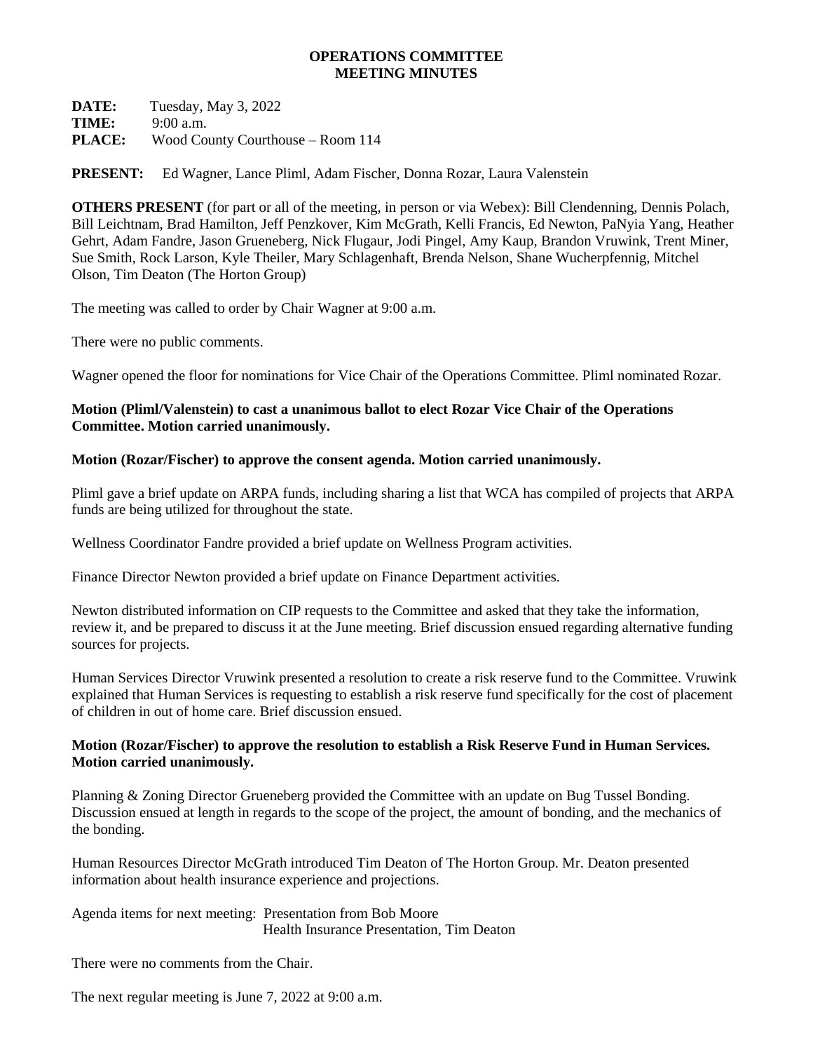# OPERATIONS COMMITTEE
# MEETING MINUTES

**DATE:** Tuesday, May 3, 2022
**TIME:** 9:00 a.m.
**PLACE:** Wood County Courthouse – Room 114

**PRESENT:** Ed Wagner, Lance Pliml, Adam Fischer, Donna Rozar, Laura Valenstein

**OTHERS PRESENT** (for part or all of the meeting, in person or via Webex): Bill Clendenning, Dennis Polach, Bill Leichtnam, Brad Hamilton, Jeff Penzkover, Kim McGrath, Kelli Francis, Ed Newton, PaNyia Yang, Heather Gehrt, Adam Fandre, Jason Grueneberg, Nick Flugaur, Jodi Pingel, Amy Kaup, Brandon Vruwink, Trent Miner, Sue Smith, Rock Larson, Kyle Theiler, Mary Schlagenhaft, Brenda Nelson, Shane Wucherpfennig, Mitchel Olson, Tim Deaton (The Horton Group)

The meeting was called to order by Chair Wagner at 9:00 a.m.

There were no public comments.

Wagner opened the floor for nominations for Vice Chair of the Operations Committee. Pliml nominated Rozar.

**Motion (Pliml/Valenstein) to cast a unanimous ballot to elect Rozar Vice Chair of the Operations Committee. Motion carried unanimously.**

**Motion (Rozar/Fischer) to approve the consent agenda. Motion carried unanimously.**

Pliml gave a brief update on ARPA funds, including sharing a list that WCA has compiled of projects that ARPA funds are being utilized for throughout the state.

Wellness Coordinator Fandre provided a brief update on Wellness Program activities.

Finance Director Newton provided a brief update on Finance Department activities.

Newton distributed information on CIP requests to the Committee and asked that they take the information, review it, and be prepared to discuss it at the June meeting. Brief discussion ensued regarding alternative funding sources for projects.

Human Services Director Vruwink presented a resolution to create a risk reserve fund to the Committee. Vruwink explained that Human Services is requesting to establish a risk reserve fund specifically for the cost of placement of children in out of home care. Brief discussion ensued.

**Motion (Rozar/Fischer) to approve the resolution to establish a Risk Reserve Fund in Human Services. Motion carried unanimously.**

Planning & Zoning Director Grueneberg provided the Committee with an update on Bug Tussel Bonding. Discussion ensued at length in regards to the scope of the project, the amount of bonding, and the mechanics of the bonding.

Human Resources Director McGrath introduced Tim Deaton of The Horton Group. Mr. Deaton presented information about health insurance experience and projections.

Agenda items for next meeting: Presentation from Bob Moore
Health Insurance Presentation, Tim Deaton

There were no comments from the Chair.

The next regular meeting is June 7, 2022 at 9:00 a.m.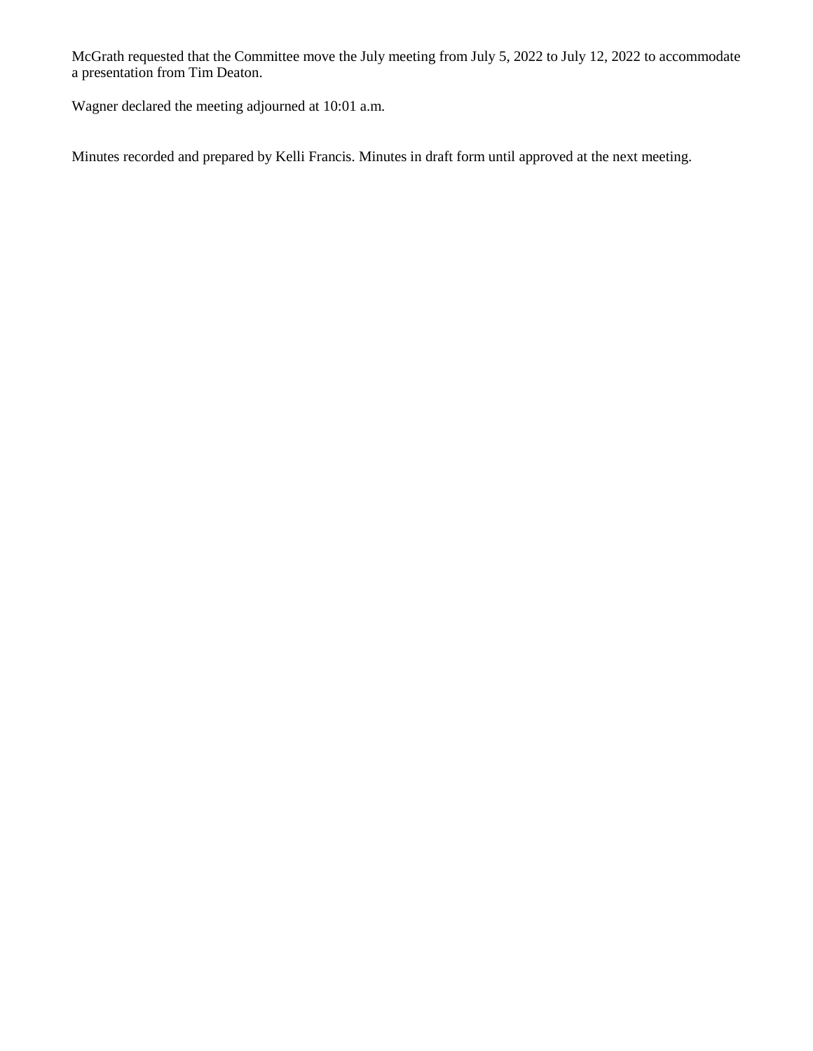McGrath requested that the Committee move the July meeting from July 5, 2022 to July 12, 2022 to accommodate a presentation from Tim Deaton.

Wagner declared the meeting adjourned at 10:01 a.m.

Minutes recorded and prepared by Kelli Francis. Minutes in draft form until approved at the next meeting.